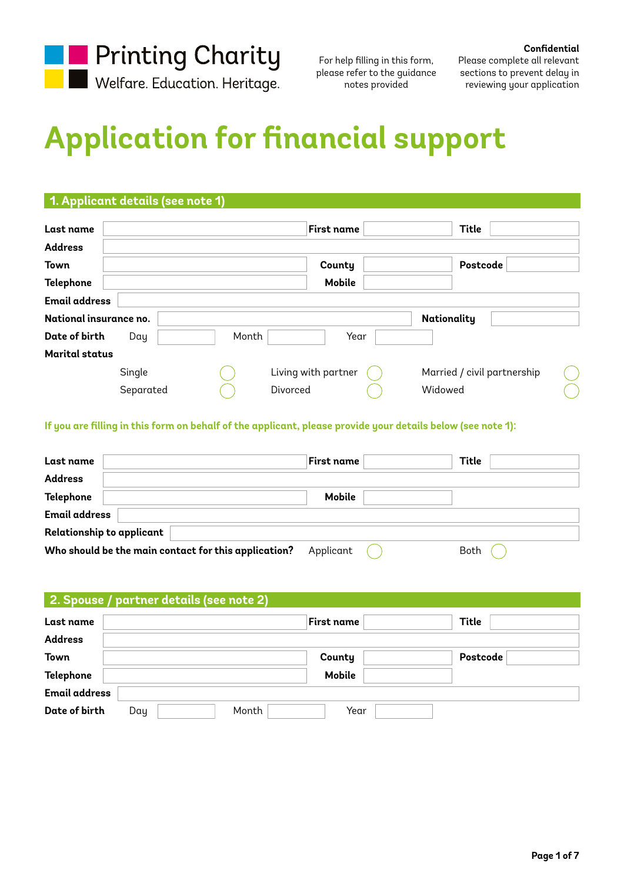Printing Charity

Welfare. Education. Heritage.

For help filling in this form, please refer to the guidance notes provided

**Confidential**
Please complete all relevant sections to prevent delay in reviewing your application

# Application for financial support

## 1. Applicant details (see note 1)

| **Last name** | | **First name** | | **Title** | |
|---|---|---|---|---|---|
| **Address** | | | | | |
| **Town** | | **County** | | **Postcode** | |
| **Telephone** | | **Mobile** | | | |
| **Email address** | | | | | |
| **National insurance no.** | | | | **Nationality** | |
| **Date of birth** | Day | Month | Year | | |

**Marital status**

- Single ○
- Living with partner ○
- Married / civil partnership ○
- Separated ○
- Divorced ○
- Widowed ○

**If you are filling in this form on behalf of the applicant, please provide your details below (see note 1):**

| **Last name** | | **First name** | | **Title** | |
|---|---|---|---|---|---|
| **Address** | | | | | |
| **Telephone** | | **Mobile** | | | |
| **Email address** | | | | | |
| **Relationship to applicant** | | | | | |

**Who should be the main contact for this application?** Applicant ○ Both ○

## 2. Spouse / partner details (see note 2)

| **Last name** | | **First name** | | **Title** | |
|---|---|---|---|---|---|
| **Address** | | | | | |
| **Town** | | **County** | | **Postcode** | |
| **Telephone** | | **Mobile** | | | |
| **Email address** | | | | | |
| **Date of birth** | Day | Month | Year | | |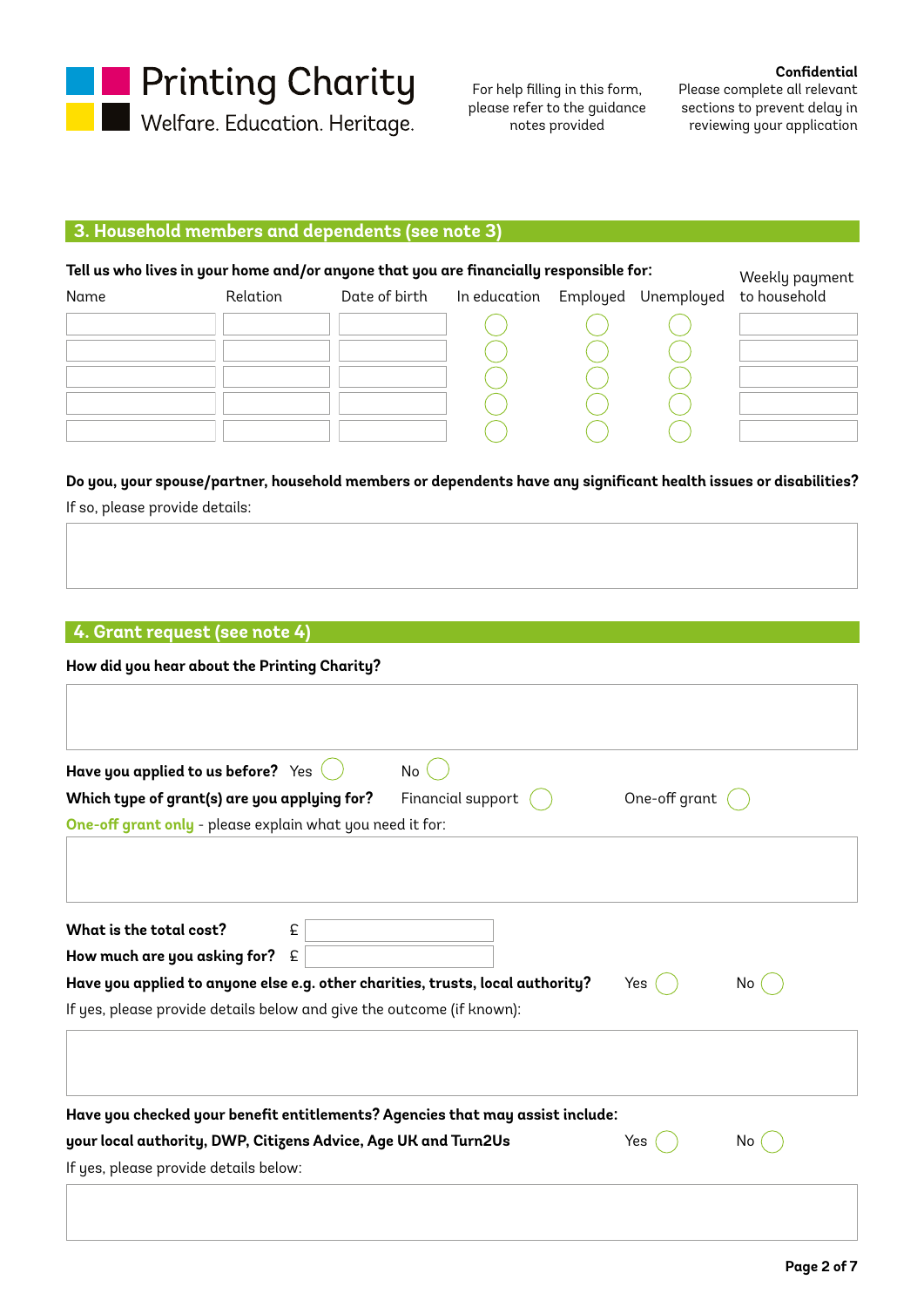Printing Charity

Welfare. Education. Heritage.

For help filling in this form, please refer to the guidance notes provided

**Confidential**
Please complete all relevant sections to prevent delay in reviewing your application

## 3. Household members and dependents (see note 3)

**Tell us who lives in your home and/or anyone that you are financially responsible for:**

| Name | Relation | Date of birth | In education | Employed | Unemployed | Weekly payment to household |
|---|---|---|---|---|---|---|
| | | | ◯ | ◯ | ◯ | |
| | | | ◯ | ◯ | ◯ | |
| | | | ◯ | ◯ | ◯ | |
| | | | ◯ | ◯ | ◯ | |
| | | | ◯ | ◯ | ◯ | |

**Do you, your spouse/partner, household members or dependents have any significant health issues or disabilities?**

If so, please provide details:

## 4. Grant request (see note 4)

**How did you hear about the Printing Charity?**

**Have you applied to us before?** Yes ◯ No ◯

**Which type of grant(s) are you applying for?** Financial support ◯ One-off grant ◯

**One-off grant only** - please explain what you need it for:

**What is the total cost?** £

**How much are you asking for?** £

**Have you applied to anyone else e.g. other charities, trusts, local authority?** Yes ◯ No ◯

If yes, please provide details below and give the outcome (if known):

**Have you checked your benefit entitlements? Agencies that may assist include: your local authority, DWP, Citizens Advice, Age UK and Turn2Us** Yes ◯ No ◯

If yes, please provide details below: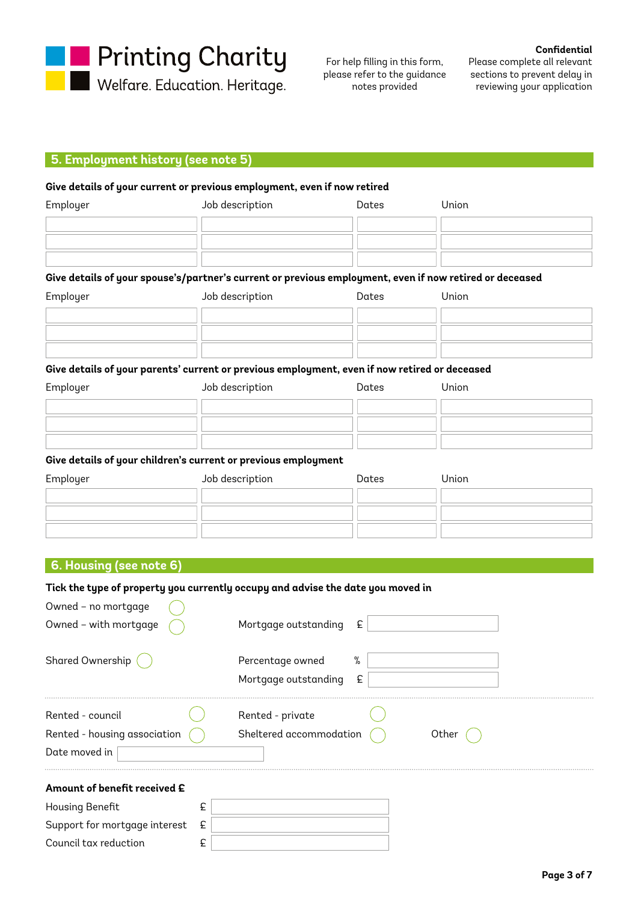Printing Charity
Welfare. Education. Heritage.

For help filling in this form, please refer to the guidance notes provided

**Confidential**
Please complete all relevant sections to prevent delay in reviewing your application

## 5. Employment history (see note 5)

**Give details of your current or previous employment, even if now retired**

| Employer | Job description | Dates | Union |
|---|---|---|---|
| | | | |
| | | | |
| | | | |

**Give details of your spouse's/partner's current or previous employment, even if now retired or deceased**

| Employer | Job description | Dates | Union |
|---|---|---|---|
| | | | |
| | | | |
| | | | |

**Give details of your parents' current or previous employment, even if now retired or deceased**

| Employer | Job description | Dates | Union |
|---|---|---|---|
| | | | |
| | | | |
| | | | |

**Give details of your children's current or previous employment**

| Employer | Job description | Dates | Union |
|---|---|---|---|
| | | | |
| | | | |
| | | | |

## 6. Housing (see note 6)

**Tick the type of property you currently occupy and advise the date you moved in**

Owned – no mortgage ◯

Owned – with mortgage ◯ Mortgage outstanding £ ______

Shared Ownership ◯ Percentage owned % ______
Mortgage outstanding £ ______

Rented - council ◯ Rented - private ◯

Rented - housing association ◯ Sheltered accommodation ◯ Other ◯

Date moved in ______

**Amount of benefit received £**

Housing Benefit £ ______

Support for mortgage interest £ ______

Council tax reduction £ ______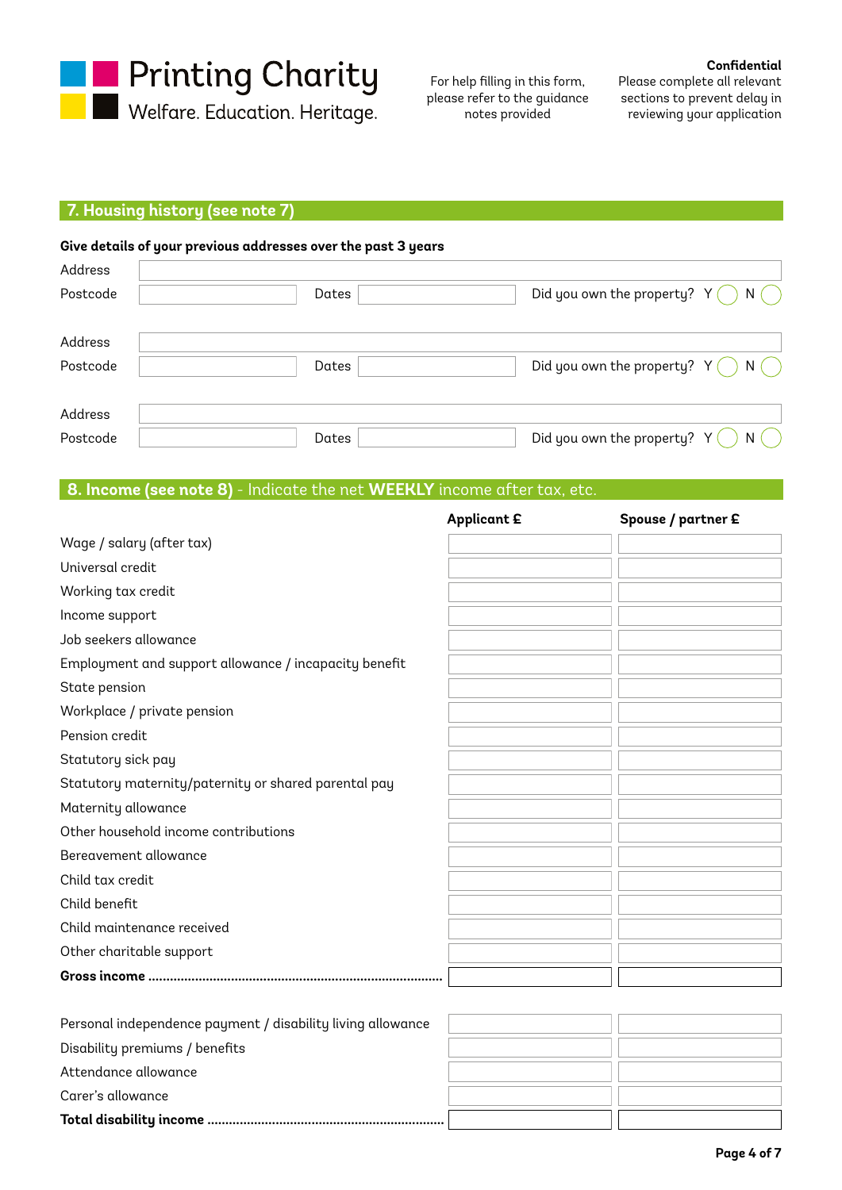Printing Charity
Welfare. Education. Heritage.

For help filling in this form, please refer to the guidance notes provided

**Confidential**
Please complete all relevant sections to prevent delay in reviewing your application

## 7. Housing history (see note 7)

**Give details of your previous addresses over the past 3 years**

Address

Postcode | Dates | Did you own the property? Y ◯ N ◯

Address

Postcode | Dates | Did you own the property? Y ◯ N ◯

Address

Postcode | Dates | Did you own the property? Y ◯ N ◯

## 8. Income (see note 8) - Indicate the net **WEEKLY** income after tax, etc.

| | **Applicant £** | **Spouse / partner £** |
|---|---|---|
| Wage / salary (after tax) | | |
| Universal credit | | |
| Working tax credit | | |
| Income support | | |
| Job seekers allowance | | |
| Employment and support allowance / incapacity benefit | | |
| State pension | | |
| Workplace / private pension | | |
| Pension credit | | |
| Statutory sick pay | | |
| Statutory maternity/paternity or shared parental pay | | |
| Maternity allowance | | |
| Other household income contributions | | |
| Bereavement allowance | | |
| Child tax credit | | |
| Child benefit | | |
| Child maintenance received | | |
| Other charitable support | | |
| **Gross income** | | |
| Personal independence payment / disability living allowance | | |
| Disability premiums / benefits | | |
| Attendance allowance | | |
| Carer's allowance | | |
| **Total disability income** | | |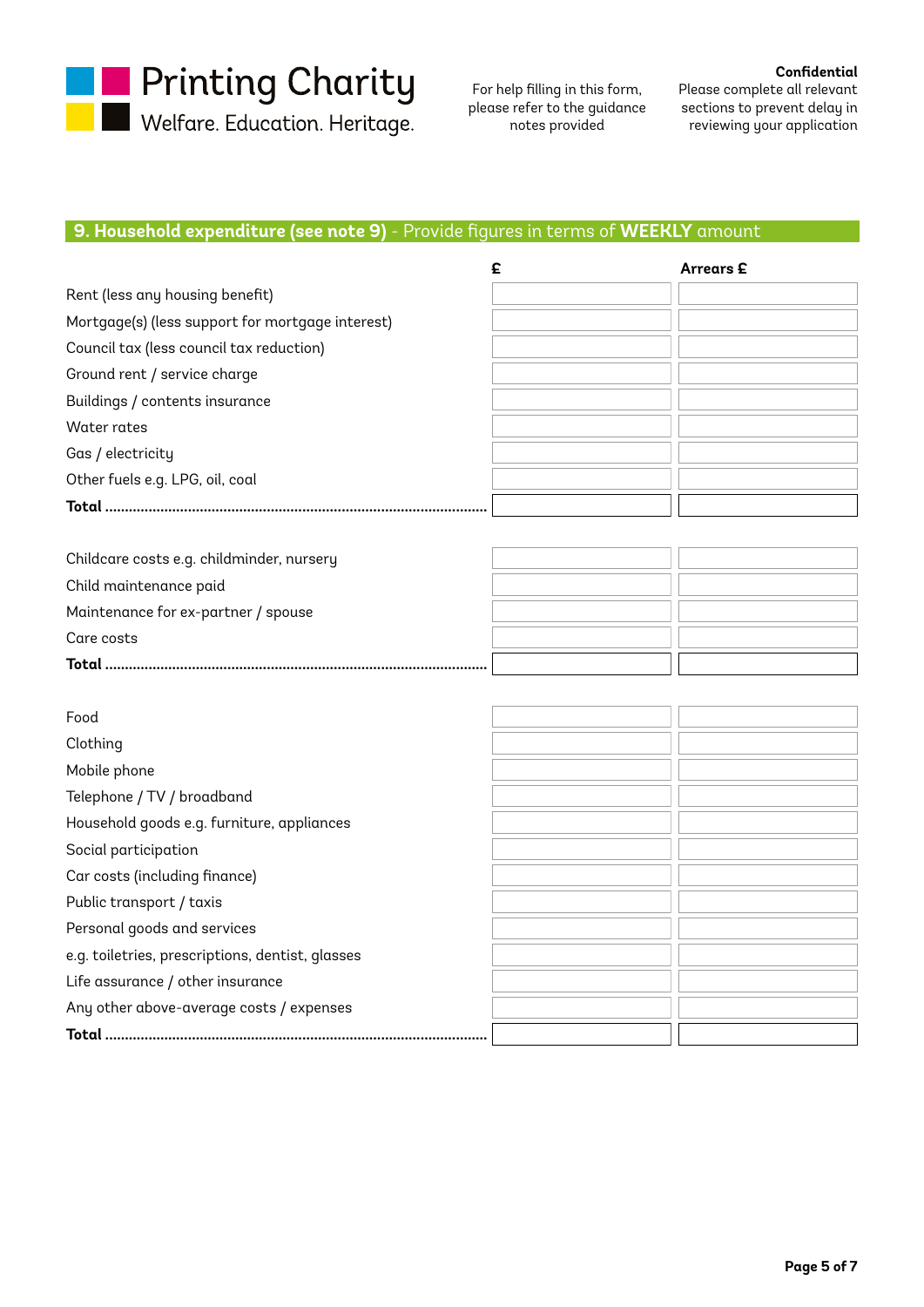**Printing Charity**
Welfare. Education. Heritage.

For help filling in this form, please refer to the guidance notes provided

**Confidential**
Please complete all relevant sections to prevent delay in reviewing your application

## 9. Household expenditure (see note 9) - Provide figures in terms of **WEEKLY** amount

| | £ | Arrears £ |
|---|---|---|
| Rent (less any housing benefit) | | |
| Mortgage(s) (less support for mortgage interest) | | |
| Council tax (less council tax reduction) | | |
| Ground rent / service charge | | |
| Buildings / contents insurance | | |
| Water rates | | |
| Gas / electricity | | |
| Other fuels e.g. LPG, oil, coal | | |
| **Total** | | |

| | £ | Arrears £ |
|---|---|---|
| Childcare costs e.g. childminder, nursery | | |
| Child maintenance paid | | |
| Maintenance for ex-partner / spouse | | |
| Care costs | | |
| **Total** | | |

| | £ | Arrears £ |
|---|---|---|
| Food | | |
| Clothing | | |
| Mobile phone | | |
| Telephone / TV / broadband | | |
| Household goods e.g. furniture, appliances | | |
| Social participation | | |
| Car costs (including finance) | | |
| Public transport / taxis | | |
| Personal goods and services | | |
| e.g. toiletries, prescriptions, dentist, glasses | | |
| Life assurance / other insurance | | |
| Any other above-average costs / expenses | | |
| **Total** | | |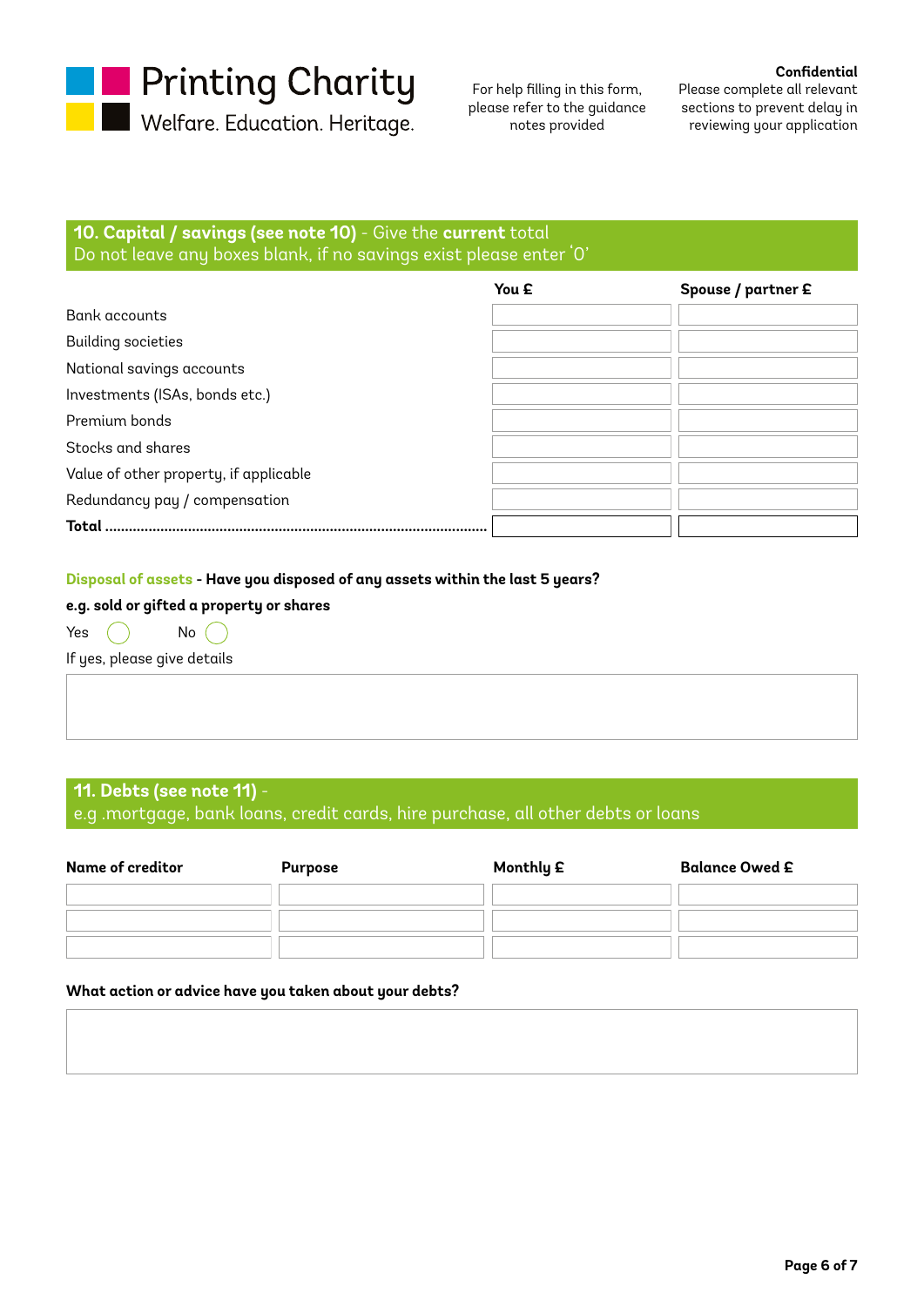Printing Charity
Welfare. Education. Heritage.

For help filling in this form, please refer to the guidance notes provided

**Confidential**
Please complete all relevant sections to prevent delay in reviewing your application

## 10. Capital / savings (see note 10) - Give the **current** total

Do not leave any boxes blank, if no savings exist please enter '0'

| | You £ | Spouse / partner £ |
|---|---|---|
| Bank accounts | | |
| Building societies | | |
| National savings accounts | | |
| Investments (ISAs, bonds etc.) | | |
| Premium bonds | | |
| Stocks and shares | | |
| Value of other property, if applicable | | |
| Redundancy pay / compensation | | |
| **Total** | | |

**Disposal of assets - Have you disposed of any assets within the last 5 years?**

**e.g. sold or gifted a property or shares**

Yes ◯ No ◯

If yes, please give details

## 11. Debts (see note 11) -

e.g .mortgage, bank loans, credit cards, hire purchase, all other debts or loans

| Name of creditor | Purpose | Monthly £ | Balance Owed £ |
|---|---|---|---|
| | | | |
| | | | |
| | | | |

**What action or advice have you taken about your debts?**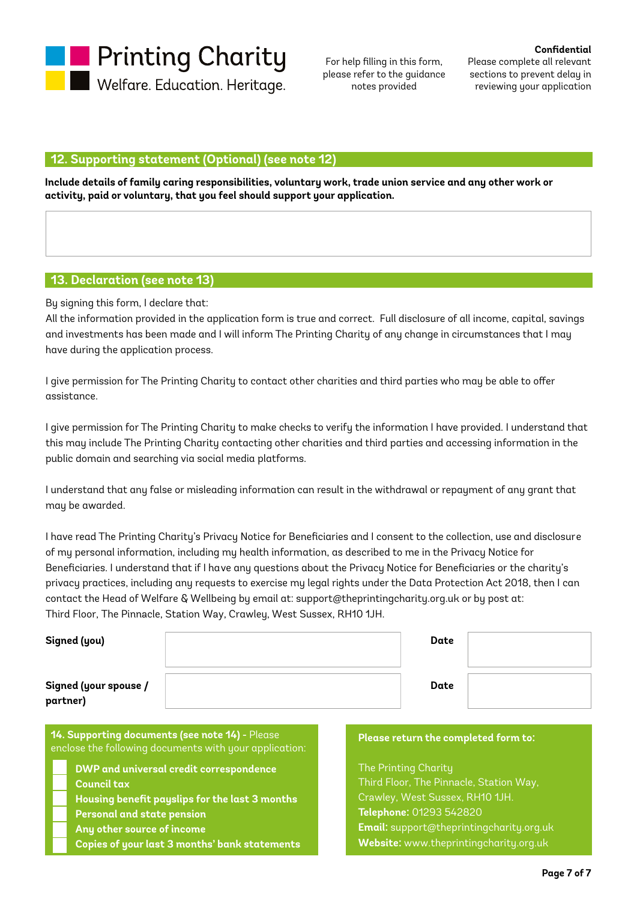Printing Charity

Welfare. Education. Heritage.

For help filling in this form, please refer to the guidance notes provided

**Confidential**
Please complete all relevant sections to prevent delay in reviewing your application

## 12. Supporting statement (Optional) (see note 12)

**Include details of family caring responsibilities, voluntary work, trade union service and any other work or activity, paid or voluntary, that you feel should support your application.**

| |
|---|
| |

## 13. Declaration (see note 13)

By signing this form, I declare that:
All the information provided in the application form is true and correct. Full disclosure of all income, capital, savings and investments has been made and I will inform The Printing Charity of any change in circumstances that I may have during the application process.

I give permission for The Printing Charity to contact other charities and third parties who may be able to offer assistance.

I give permission for The Printing Charity to make checks to verify the information I have provided. I understand that this may include The Printing Charity contacting other charities and third parties and accessing information in the public domain and searching via social media platforms.

I understand that any false or misleading information can result in the withdrawal or repayment of any grant that may be awarded.

I have read The Printing Charity's Privacy Notice for Beneficiaries and I consent to the collection, use and disclosure of my personal information, including my health information, as described to me in the Privacy Notice for Beneficiaries. I understand that if I have any questions about the Privacy Notice for Beneficiaries or the charity's privacy practices, including any requests to exercise my legal rights under the Data Protection Act 2018, then I can contact the Head of Welfare & Wellbeing by email at: support@theprintingcharity.org.uk or by post at: Third Floor, The Pinnacle, Station Way, Crawley, West Sussex, RH10 1JH.

| | | | |
|---|---|---|---|
| **Signed (you)** | | **Date** | |
| **Signed (your spouse / partner)** | | **Date** | |

## 14. Supporting documents (see note 14) - Please enclose the following documents with your application:

- [ ] **DWP and universal credit correspondence**
- [ ] **Council tax**
- [ ] **Housing benefit payslips for the last 3 months**
- [ ] **Personal and state pension**
- [ ] **Any other source of income**
- [ ] **Copies of your last 3 months' bank statements**

**Please return the completed form to:**

The Printing Charity
Third Floor, The Pinnacle, Station Way,
Crawley, West Sussex, RH10 1JH.
**Telephone:** 01293 542820
**Email:** support@theprintingcharity.org.uk
**Website:** www.theprintingcharity.org.uk